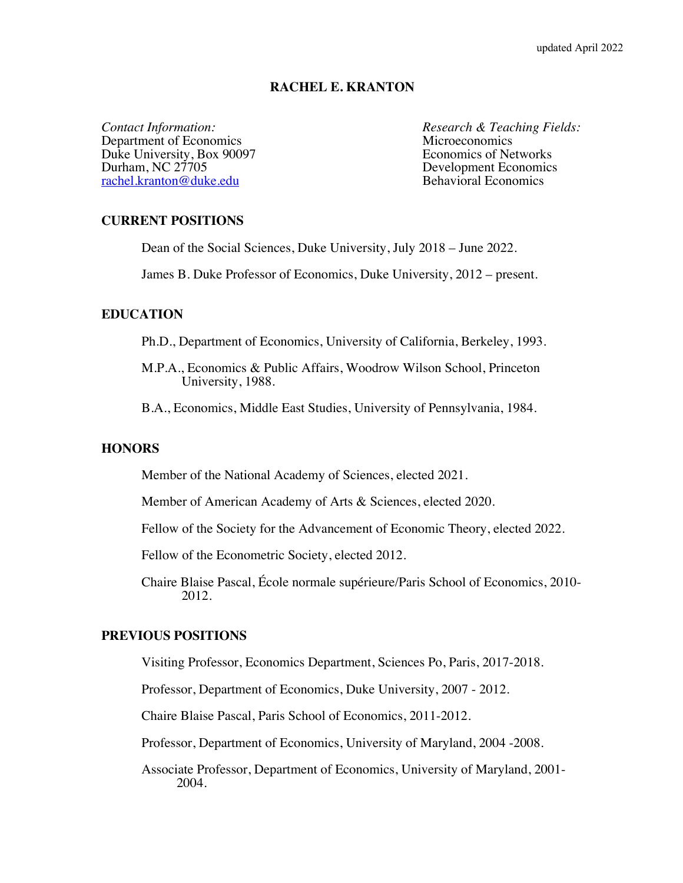updated April 2022

# RACHEL E. KRANTON

*Contact Information:*
Department of Economics
Duke University, Box 90097
Durham, NC 27705
rachel.kranton@duke.edu

*Research & Teaching Fields:*
Microeconomics
Economics of Networks
Development Economics
Behavioral Economics

## CURRENT POSITIONS

Dean of the Social Sciences, Duke University, July 2018 – June 2022.

James B. Duke Professor of Economics, Duke University, 2012 – present.

## EDUCATION

Ph.D., Department of Economics, University of California, Berkeley, 1993.

M.P.A., Economics & Public Affairs, Woodrow Wilson School, Princeton University, 1988.

B.A., Economics, Middle East Studies, University of Pennsylvania, 1984.

## HONORS

Member of the National Academy of Sciences, elected 2021.

Member of American Academy of Arts & Sciences, elected 2020.

Fellow of the Society for the Advancement of Economic Theory, elected 2022.

Fellow of the Econometric Society, elected 2012.

Chaire Blaise Pascal, École normale supérieure/Paris School of Economics, 2010-2012.

## PREVIOUS POSITIONS

Visiting Professor, Economics Department, Sciences Po, Paris, 2017-2018.

Professor, Department of Economics, Duke University, 2007 - 2012.

Chaire Blaise Pascal, Paris School of Economics, 2011-2012.

Professor, Department of Economics, University of Maryland, 2004 -2008.

Associate Professor, Department of Economics, University of Maryland, 2001-2004.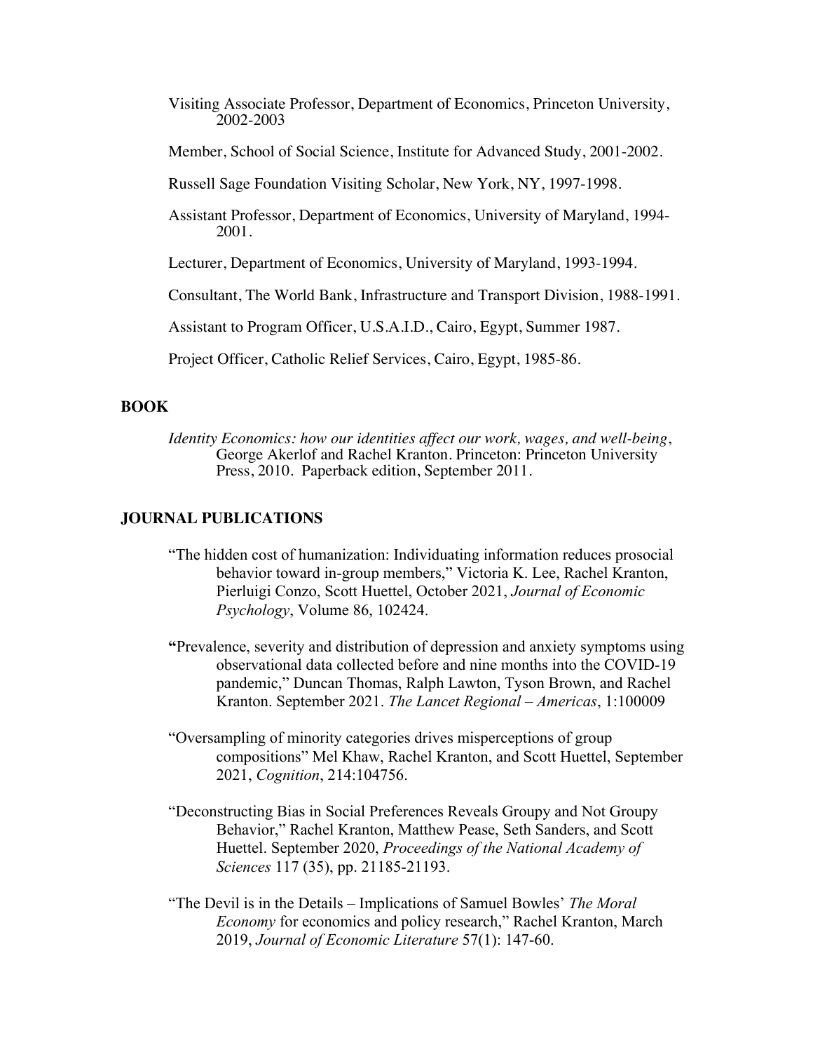Visiting Associate Professor, Department of Economics, Princeton University, 2002-2003

Member, School of Social Science, Institute for Advanced Study, 2001-2002.

Russell Sage Foundation Visiting Scholar, New York, NY, 1997-1998.

Assistant Professor, Department of Economics, University of Maryland, 1994-2001.

Lecturer, Department of Economics, University of Maryland, 1993-1994.

Consultant, The World Bank, Infrastructure and Transport Division, 1988-1991.

Assistant to Program Officer, U.S.A.I.D., Cairo, Egypt, Summer 1987.

Project Officer, Catholic Relief Services, Cairo, Egypt, 1985-86.

## BOOK

*Identity Economics: how our identities affect our work, wages, and well-being*, George Akerlof and Rachel Kranton. Princeton: Princeton University Press, 2010. Paperback edition, September 2011.

## JOURNAL PUBLICATIONS

"The hidden cost of humanization: Individuating information reduces prosocial behavior toward in-group members," Victoria K. Lee, Rachel Kranton, Pierluigi Conzo, Scott Huettel, October 2021, *Journal of Economic Psychology*, Volume 86, 102424.

"Prevalence, severity and distribution of depression and anxiety symptoms using observational data collected before and nine months into the COVID-19 pandemic," Duncan Thomas, Ralph Lawton, Tyson Brown, and Rachel Kranton. September 2021. *The Lancet Regional – Americas*, 1:100009

"Oversampling of minority categories drives misperceptions of group compositions" Mel Khaw, Rachel Kranton, and Scott Huettel, September 2021, *Cognition*, 214:104756.

"Deconstructing Bias in Social Preferences Reveals Groupy and Not Groupy Behavior," Rachel Kranton, Matthew Pease, Seth Sanders, and Scott Huettel. September 2020, *Proceedings of the National Academy of Sciences* 117 (35), pp. 21185-21193.

"The Devil is in the Details – Implications of Samuel Bowles' *The Moral Economy* for economics and policy research," Rachel Kranton, March 2019, *Journal of Economic Literature* 57(1): 147-60.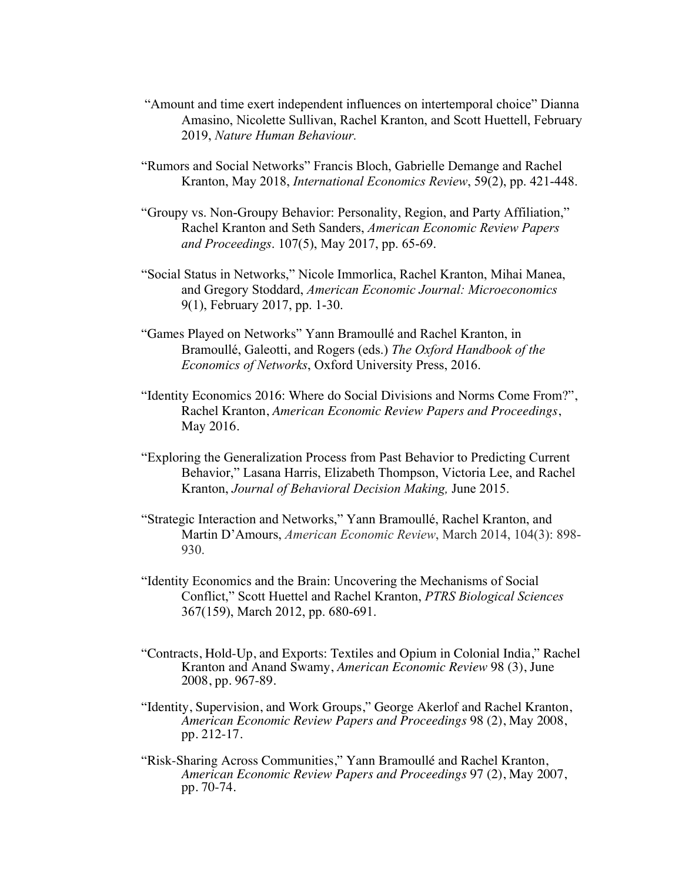"Amount and time exert independent influences on intertemporal choice" Dianna Amasino, Nicolette Sullivan, Rachel Kranton, and Scott Huettell, February 2019, *Nature Human Behaviour.*

"Rumors and Social Networks" Francis Bloch, Gabrielle Demange and Rachel Kranton, May 2018, *International Economics Review*, 59(2), pp. 421-448.

"Groupy vs. Non-Groupy Behavior: Personality, Region, and Party Affiliation," Rachel Kranton and Seth Sanders, *American Economic Review Papers and Proceedings*. 107(5), May 2017, pp. 65-69.

"Social Status in Networks," Nicole Immorlica, Rachel Kranton, Mihai Manea, and Gregory Stoddard, *American Economic Journal: Microeconomics* 9(1), February 2017, pp. 1-30.

"Games Played on Networks" Yann Bramoullé and Rachel Kranton, in Bramoullé, Galeotti, and Rogers (eds.) *The Oxford Handbook of the Economics of Networks*, Oxford University Press, 2016.

"Identity Economics 2016: Where do Social Divisions and Norms Come From?", Rachel Kranton, *American Economic Review Papers and Proceedings*, May 2016.

"Exploring the Generalization Process from Past Behavior to Predicting Current Behavior," Lasana Harris, Elizabeth Thompson, Victoria Lee, and Rachel Kranton, *Journal of Behavioral Decision Making,* June 2015.

"Strategic Interaction and Networks," Yann Bramoullé, Rachel Kranton, and Martin D'Amours, *American Economic Review*, March 2014, 104(3): 898-930.

"Identity Economics and the Brain: Uncovering the Mechanisms of Social Conflict," Scott Huettel and Rachel Kranton, *PTRS Biological Sciences* 367(159), March 2012, pp. 680-691.

"Contracts, Hold-Up, and Exports: Textiles and Opium in Colonial India," Rachel Kranton and Anand Swamy, *American Economic Review* 98 (3), June 2008, pp. 967-89.

"Identity, Supervision, and Work Groups," George Akerlof and Rachel Kranton, *American Economic Review Papers and Proceedings* 98 (2), May 2008, pp. 212-17.

"Risk-Sharing Across Communities," Yann Bramoullé and Rachel Kranton, *American Economic Review Papers and Proceedings* 97 (2), May 2007, pp. 70-74.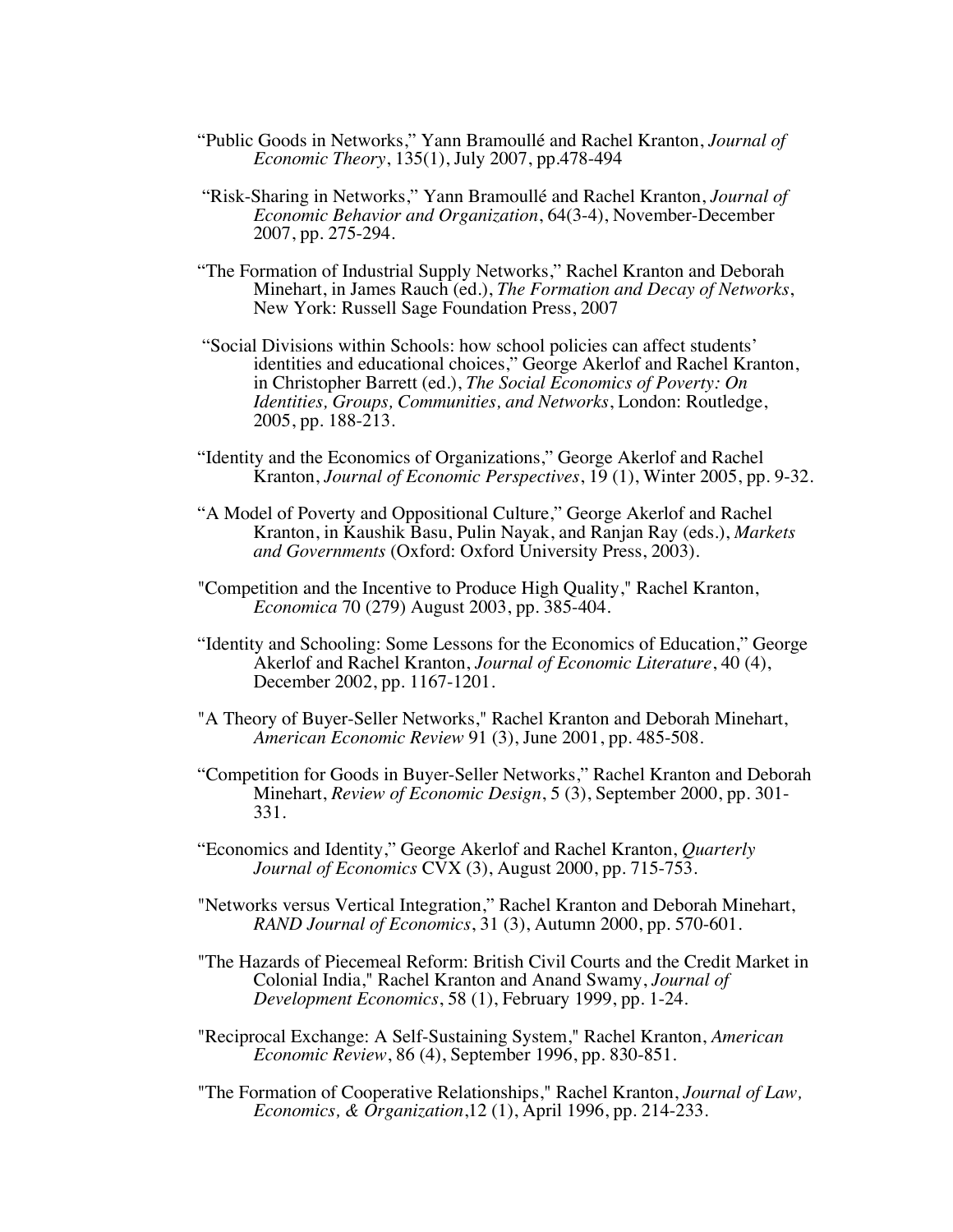"Public Goods in Networks," Yann Bramoullé and Rachel Kranton, *Journal of Economic Theory*, 135(1), July 2007, pp.478-494

"Risk-Sharing in Networks," Yann Bramoullé and Rachel Kranton, *Journal of Economic Behavior and Organization*, 64(3-4), November-December 2007, pp. 275-294.

"The Formation of Industrial Supply Networks," Rachel Kranton and Deborah Minehart, in James Rauch (ed.), *The Formation and Decay of Networks*, New York: Russell Sage Foundation Press, 2007

"Social Divisions within Schools: how school policies can affect students' identities and educational choices," George Akerlof and Rachel Kranton, in Christopher Barrett (ed.), *The Social Economics of Poverty: On Identities, Groups, Communities, and Networks*, London: Routledge, 2005, pp. 188-213.

"Identity and the Economics of Organizations," George Akerlof and Rachel Kranton, *Journal of Economic Perspectives*, 19 (1), Winter 2005, pp. 9-32.

"A Model of Poverty and Oppositional Culture," George Akerlof and Rachel Kranton, in Kaushik Basu, Pulin Nayak, and Ranjan Ray (eds.), *Markets and Governments* (Oxford: Oxford University Press, 2003).

"Competition and the Incentive to Produce High Quality," Rachel Kranton, *Economica* 70 (279) August 2003, pp. 385-404.

"Identity and Schooling: Some Lessons for the Economics of Education," George Akerlof and Rachel Kranton, *Journal of Economic Literature*, 40 (4), December 2002, pp. 1167-1201.

"A Theory of Buyer-Seller Networks," Rachel Kranton and Deborah Minehart, *American Economic Review* 91 (3), June 2001, pp. 485-508.

"Competition for Goods in Buyer-Seller Networks," Rachel Kranton and Deborah Minehart, *Review of Economic Design*, 5 (3), September 2000, pp. 301-331.

"Economics and Identity," George Akerlof and Rachel Kranton, *Quarterly Journal of Economics* CVX (3), August 2000, pp. 715-753.

"Networks versus Vertical Integration," Rachel Kranton and Deborah Minehart, *RAND Journal of Economics*, 31 (3), Autumn 2000, pp. 570-601.

"The Hazards of Piecemeal Reform: British Civil Courts and the Credit Market in Colonial India," Rachel Kranton and Anand Swamy, *Journal of Development Economics*, 58 (1), February 1999, pp. 1-24.

"Reciprocal Exchange: A Self-Sustaining System," Rachel Kranton, *American Economic Review*, 86 (4), September 1996, pp. 830-851.

"The Formation of Cooperative Relationships," Rachel Kranton, *Journal of Law, Economics, & Organization*,12 (1), April 1996, pp. 214-233.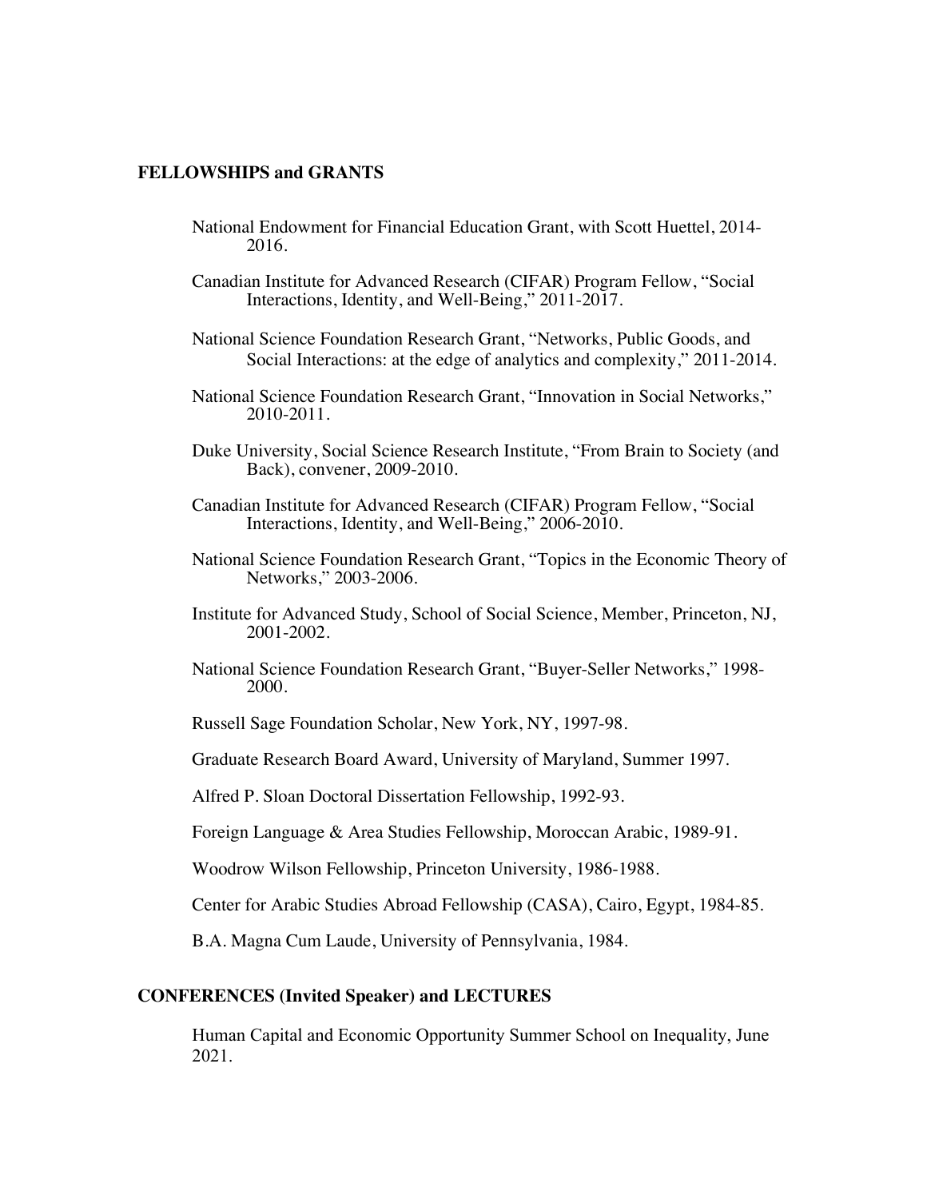## FELLOWSHIPS and GRANTS

National Endowment for Financial Education Grant, with Scott Huettel, 2014-2016.

Canadian Institute for Advanced Research (CIFAR) Program Fellow, "Social Interactions, Identity, and Well-Being," 2011-2017.

National Science Foundation Research Grant, "Networks, Public Goods, and Social Interactions: at the edge of analytics and complexity," 2011-2014.

National Science Foundation Research Grant, "Innovation in Social Networks," 2010-2011.

Duke University, Social Science Research Institute, "From Brain to Society (and Back), convener, 2009-2010.

Canadian Institute for Advanced Research (CIFAR) Program Fellow, "Social Interactions, Identity, and Well-Being," 2006-2010.

National Science Foundation Research Grant, "Topics in the Economic Theory of Networks," 2003-2006.

Institute for Advanced Study, School of Social Science, Member, Princeton, NJ, 2001-2002.

National Science Foundation Research Grant, "Buyer-Seller Networks," 1998-2000.

Russell Sage Foundation Scholar, New York, NY, 1997-98.

Graduate Research Board Award, University of Maryland, Summer 1997.

Alfred P. Sloan Doctoral Dissertation Fellowship, 1992-93.

Foreign Language & Area Studies Fellowship, Moroccan Arabic, 1989-91.

Woodrow Wilson Fellowship, Princeton University, 1986-1988.

Center for Arabic Studies Abroad Fellowship (CASA), Cairo, Egypt, 1984-85.

B.A. Magna Cum Laude, University of Pennsylvania, 1984.

## CONFERENCES (Invited Speaker) and LECTURES

Human Capital and Economic Opportunity Summer School on Inequality, June 2021.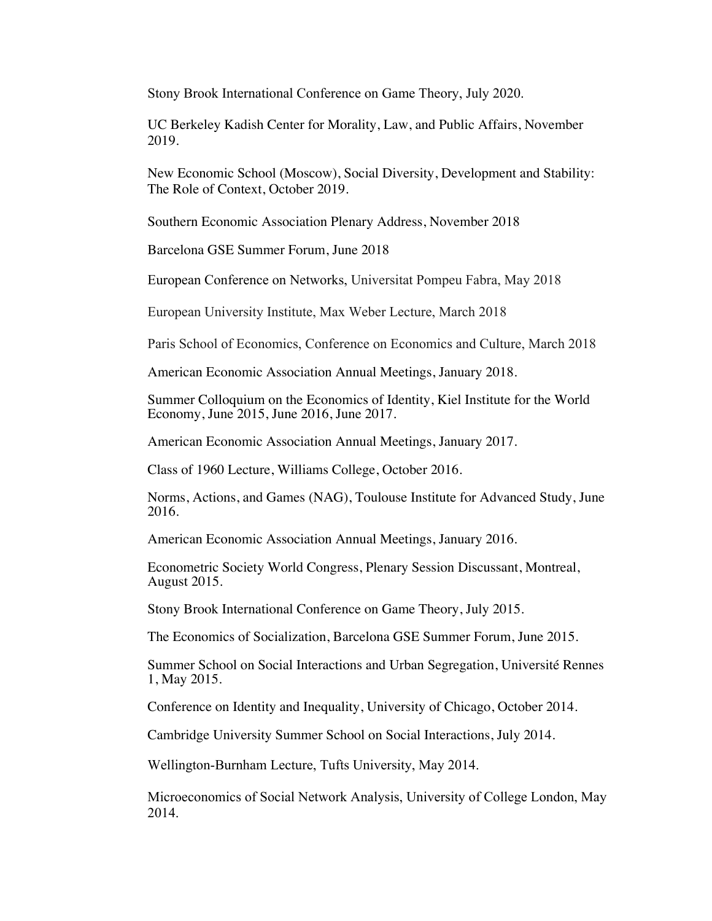Stony Brook International Conference on Game Theory, July 2020.

UC Berkeley Kadish Center for Morality, Law, and Public Affairs, November 2019.

New Economic School (Moscow), Social Diversity, Development and Stability: The Role of Context, October 2019.

Southern Economic Association Plenary Address, November 2018

Barcelona GSE Summer Forum, June 2018

European Conference on Networks, Universitat Pompeu Fabra, May 2018

European University Institute, Max Weber Lecture, March 2018

Paris School of Economics, Conference on Economics and Culture, March 2018

American Economic Association Annual Meetings, January 2018.

Summer Colloquium on the Economics of Identity, Kiel Institute for the World Economy, June 2015, June 2016, June 2017.

American Economic Association Annual Meetings, January 2017.

Class of 1960 Lecture, Williams College, October 2016.

Norms, Actions, and Games (NAG), Toulouse Institute for Advanced Study, June 2016.

American Economic Association Annual Meetings, January 2016.

Econometric Society World Congress, Plenary Session Discussant, Montreal, August 2015.

Stony Brook International Conference on Game Theory, July 2015.

The Economics of Socialization, Barcelona GSE Summer Forum, June 2015.

Summer School on Social Interactions and Urban Segregation, Université Rennes 1, May 2015.

Conference on Identity and Inequality, University of Chicago, October 2014.

Cambridge University Summer School on Social Interactions, July 2014.

Wellington-Burnham Lecture, Tufts University, May 2014.

Microeconomics of Social Network Analysis, University of College London, May 2014.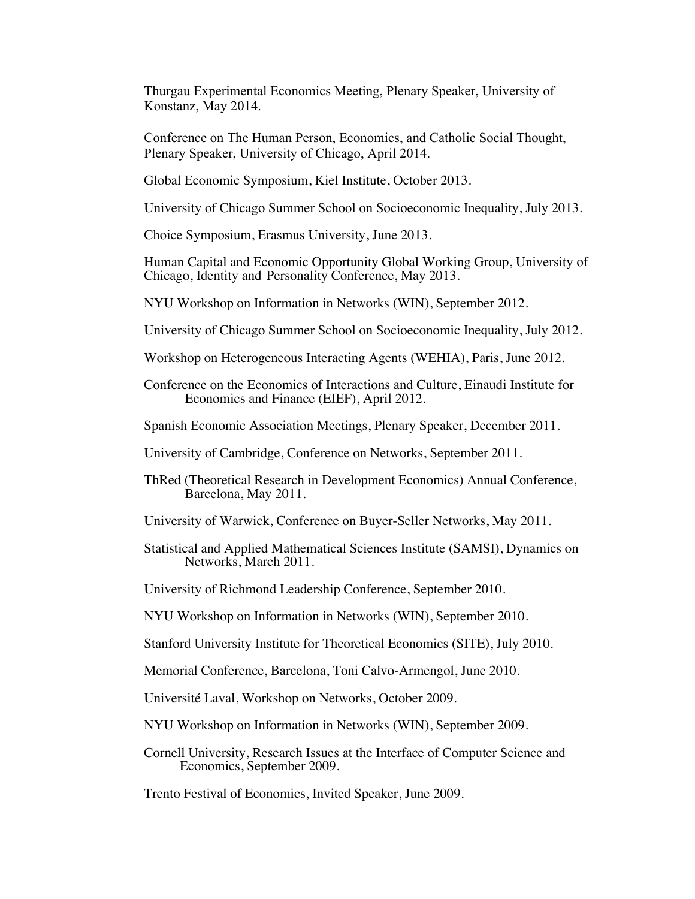Thurgau Experimental Economics Meeting, Plenary Speaker, University of Konstanz, May 2014.

Conference on The Human Person, Economics, and Catholic Social Thought, Plenary Speaker, University of Chicago, April 2014.

Global Economic Symposium, Kiel Institute, October 2013.

University of Chicago Summer School on Socioeconomic Inequality, July 2013.

Choice Symposium, Erasmus University, June 2013.

Human Capital and Economic Opportunity Global Working Group, University of Chicago, Identity and Personality Conference, May 2013.

NYU Workshop on Information in Networks (WIN), September 2012.

University of Chicago Summer School on Socioeconomic Inequality, July 2012.

Workshop on Heterogeneous Interacting Agents (WEHIA), Paris, June 2012.

Conference on the Economics of Interactions and Culture, Einaudi Institute for Economics and Finance (EIEF), April 2012.

Spanish Economic Association Meetings, Plenary Speaker, December 2011.

University of Cambridge, Conference on Networks, September 2011.

ThRed (Theoretical Research in Development Economics) Annual Conference, Barcelona, May 2011.

University of Warwick, Conference on Buyer-Seller Networks, May 2011.

Statistical and Applied Mathematical Sciences Institute (SAMSI), Dynamics on Networks, March 2011.

University of Richmond Leadership Conference, September 2010.

NYU Workshop on Information in Networks (WIN), September 2010.

Stanford University Institute for Theoretical Economics (SITE), July 2010.

Memorial Conference, Barcelona, Toni Calvo-Armengol, June 2010.

Université Laval, Workshop on Networks, October 2009.

NYU Workshop on Information in Networks (WIN), September 2009.

Cornell University, Research Issues at the Interface of Computer Science and Economics, September 2009.

Trento Festival of Economics, Invited Speaker, June 2009.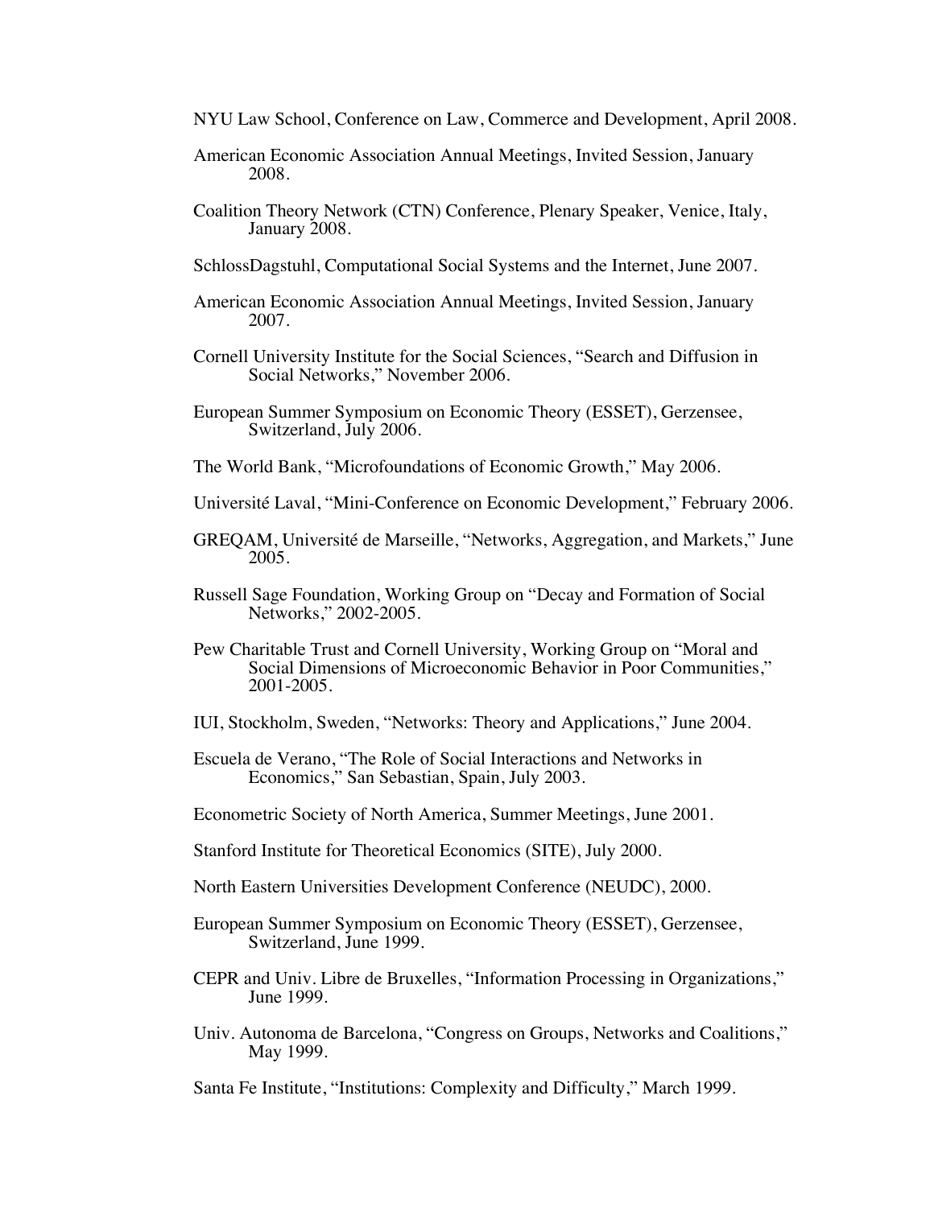NYU Law School, Conference on Law, Commerce and Development, April 2008.

American Economic Association Annual Meetings, Invited Session, January 2008.

Coalition Theory Network (CTN) Conference, Plenary Speaker, Venice, Italy, January 2008.

SchlossDagstuhl, Computational Social Systems and the Internet, June 2007.

American Economic Association Annual Meetings, Invited Session, January 2007.

Cornell University Institute for the Social Sciences, "Search and Diffusion in Social Networks," November 2006.

European Summer Symposium on Economic Theory (ESSET), Gerzensee, Switzerland, July 2006.

The World Bank, "Microfoundations of Economic Growth," May 2006.

Université Laval, "Mini-Conference on Economic Development," February 2006.

GREQAM, Université de Marseille, "Networks, Aggregation, and Markets," June 2005.

Russell Sage Foundation, Working Group on "Decay and Formation of Social Networks," 2002-2005.

Pew Charitable Trust and Cornell University, Working Group on "Moral and Social Dimensions of Microeconomic Behavior in Poor Communities," 2001-2005.

IUI, Stockholm, Sweden, "Networks: Theory and Applications," June 2004.

Escuela de Verano, "The Role of Social Interactions and Networks in Economics," San Sebastian, Spain, July 2003.

Econometric Society of North America, Summer Meetings, June 2001.

Stanford Institute for Theoretical Economics (SITE), July 2000.

North Eastern Universities Development Conference (NEUDC), 2000.

European Summer Symposium on Economic Theory (ESSET), Gerzensee, Switzerland, June 1999.

CEPR and Univ. Libre de Bruxelles, "Information Processing in Organizations," June 1999.

Univ. Autonoma de Barcelona, "Congress on Groups, Networks and Coalitions," May 1999.

Santa Fe Institute, "Institutions: Complexity and Difficulty," March 1999.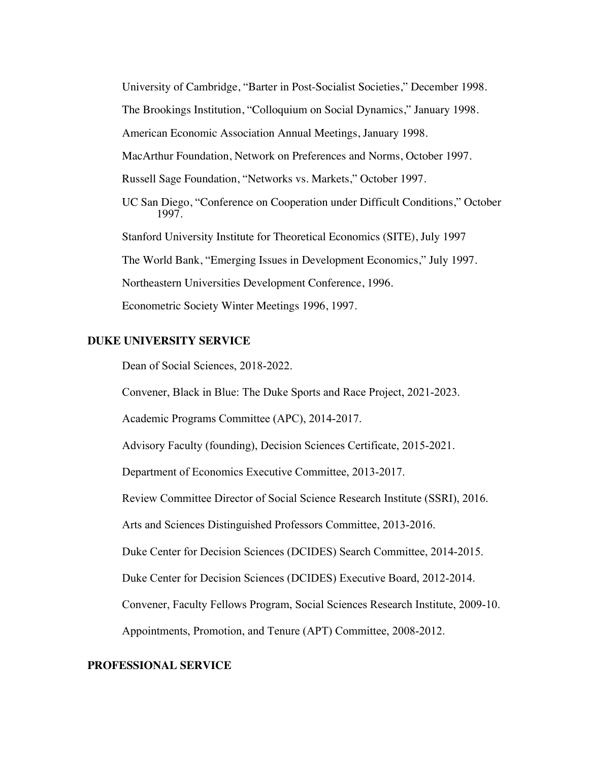University of Cambridge, “Barter in Post-Socialist Societies,” December 1998.

The Brookings Institution, “Colloquium on Social Dynamics,” January 1998.

American Economic Association Annual Meetings, January 1998.

MacArthur Foundation, Network on Preferences and Norms, October 1997.

Russell Sage Foundation, “Networks vs. Markets,” October 1997.

UC San Diego, “Conference on Cooperation under Difficult Conditions,” October 1997.

Stanford University Institute for Theoretical Economics (SITE), July 1997

The World Bank, “Emerging Issues in Development Economics,” July 1997.

Northeastern Universities Development Conference, 1996.

Econometric Society Winter Meetings 1996, 1997.

## DUKE UNIVERSITY SERVICE

Dean of Social Sciences, 2018-2022.

Convener, Black in Blue: The Duke Sports and Race Project, 2021-2023.

Academic Programs Committee (APC), 2014-2017.

Advisory Faculty (founding), Decision Sciences Certificate, 2015-2021.

Department of Economics Executive Committee, 2013-2017.

Review Committee Director of Social Science Research Institute (SSRI), 2016.

Arts and Sciences Distinguished Professors Committee, 2013-2016.

Duke Center for Decision Sciences (DCIDES) Search Committee, 2014-2015.

Duke Center for Decision Sciences (DCIDES) Executive Board, 2012-2014.

Convener, Faculty Fellows Program, Social Sciences Research Institute, 2009-10.

Appointments, Promotion, and Tenure (APT) Committee, 2008-2012.

## PROFESSIONAL SERVICE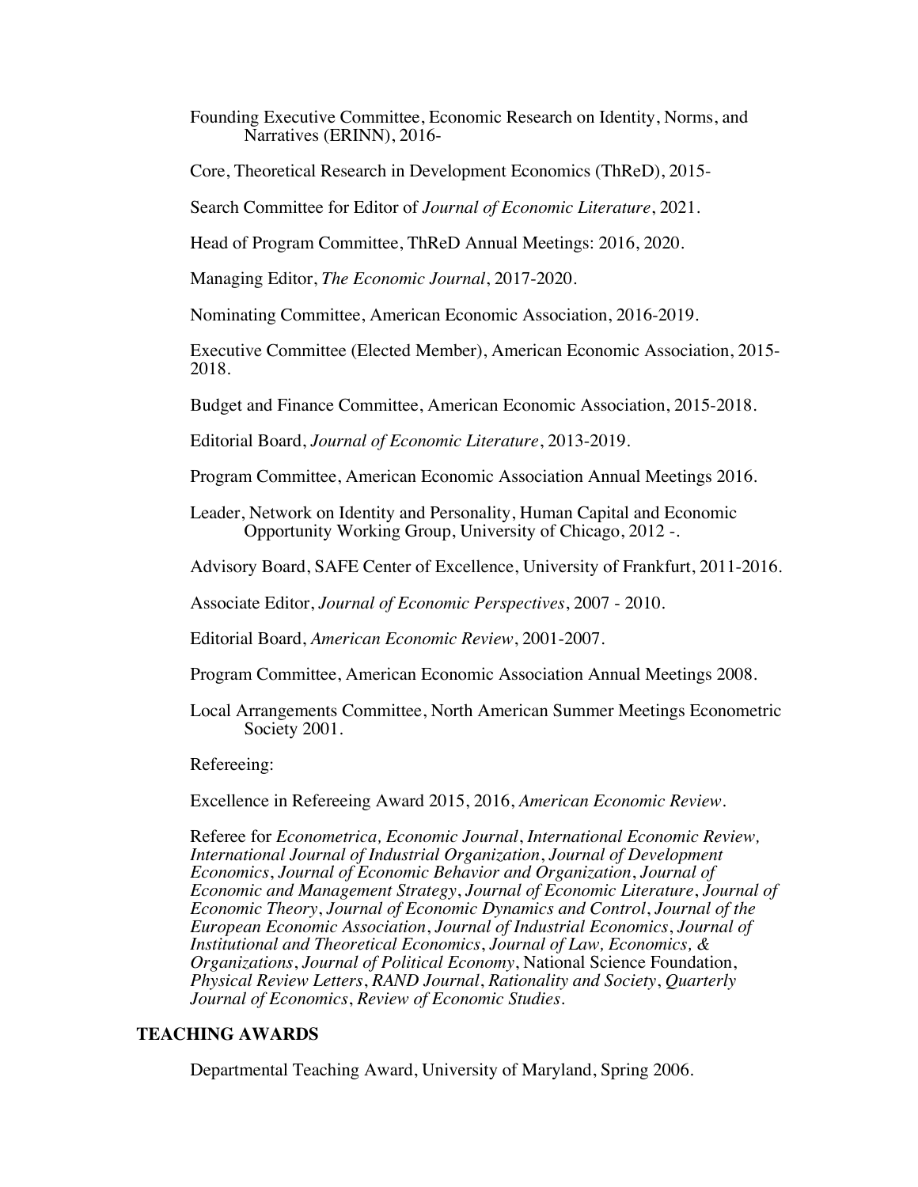Founding Executive Committee, Economic Research on Identity, Norms, and Narratives (ERINN), 2016-

Core, Theoretical Research in Development Economics (ThReD), 2015-

Search Committee for Editor of *Journal of Economic Literature*, 2021.

Head of Program Committee, ThReD Annual Meetings: 2016, 2020.

Managing Editor, *The Economic Journal*, 2017-2020.

Nominating Committee, American Economic Association, 2016-2019.

Executive Committee (Elected Member), American Economic Association, 2015-2018.

Budget and Finance Committee, American Economic Association, 2015-2018.

Editorial Board, *Journal of Economic Literature*, 2013-2019.

Program Committee, American Economic Association Annual Meetings 2016.

Leader, Network on Identity and Personality, Human Capital and Economic Opportunity Working Group, University of Chicago, 2012 -.

Advisory Board, SAFE Center of Excellence, University of Frankfurt, 2011-2016.

Associate Editor, *Journal of Economic Perspectives*, 2007 - 2010.

Editorial Board, *American Economic Review*, 2001-2007.

Program Committee, American Economic Association Annual Meetings 2008.

Local Arrangements Committee, North American Summer Meetings Econometric Society 2001.

Refereeing:

Excellence in Refereeing Award 2015, 2016, *American Economic Review*.

Referee for *Econometrica, Economic Journal*, *International Economic Review, International Journal of Industrial Organization*, *Journal of Development Economics*, *Journal of Economic Behavior and Organization*, *Journal of Economic and Management Strategy*, *Journal of Economic Literature*, *Journal of Economic Theory*, *Journal of Economic Dynamics and Control*, *Journal of the European Economic Association*, *Journal of Industrial Economics*, *Journal of Institutional and Theoretical Economics*, *Journal of Law, Economics, & Organizations*, *Journal of Political Economy*, National Science Foundation, *Physical Review Letters*, *RAND Journal*, *Rationality and Society*, *Quarterly Journal of Economics*, *Review of Economic Studies*.

## TEACHING AWARDS

Departmental Teaching Award, University of Maryland, Spring 2006.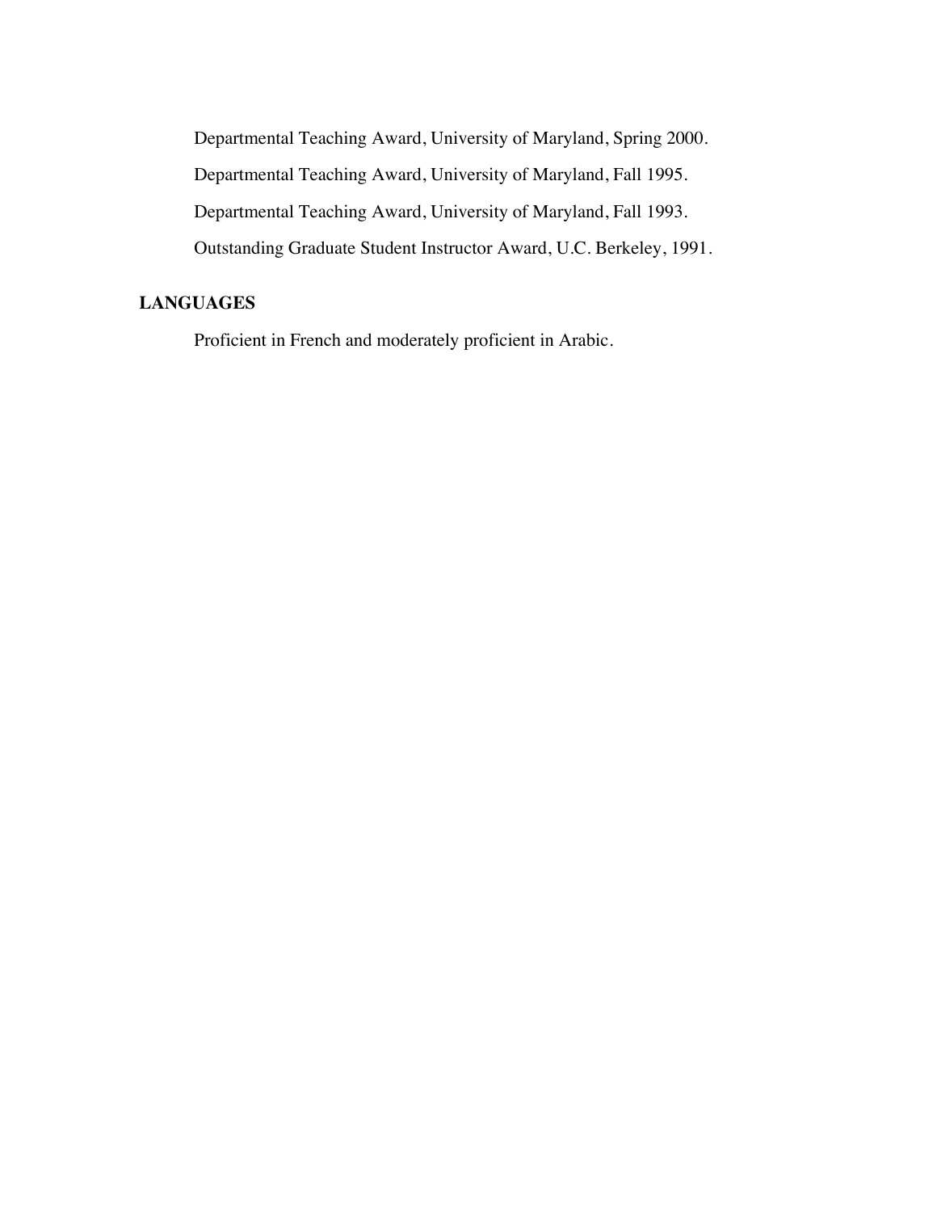Departmental Teaching Award, University of Maryland, Spring 2000.

Departmental Teaching Award, University of Maryland, Fall 1995.

Departmental Teaching Award, University of Maryland, Fall 1993.

Outstanding Graduate Student Instructor Award, U.C. Berkeley, 1991.

## LANGUAGES

Proficient in French and moderately proficient in Arabic.